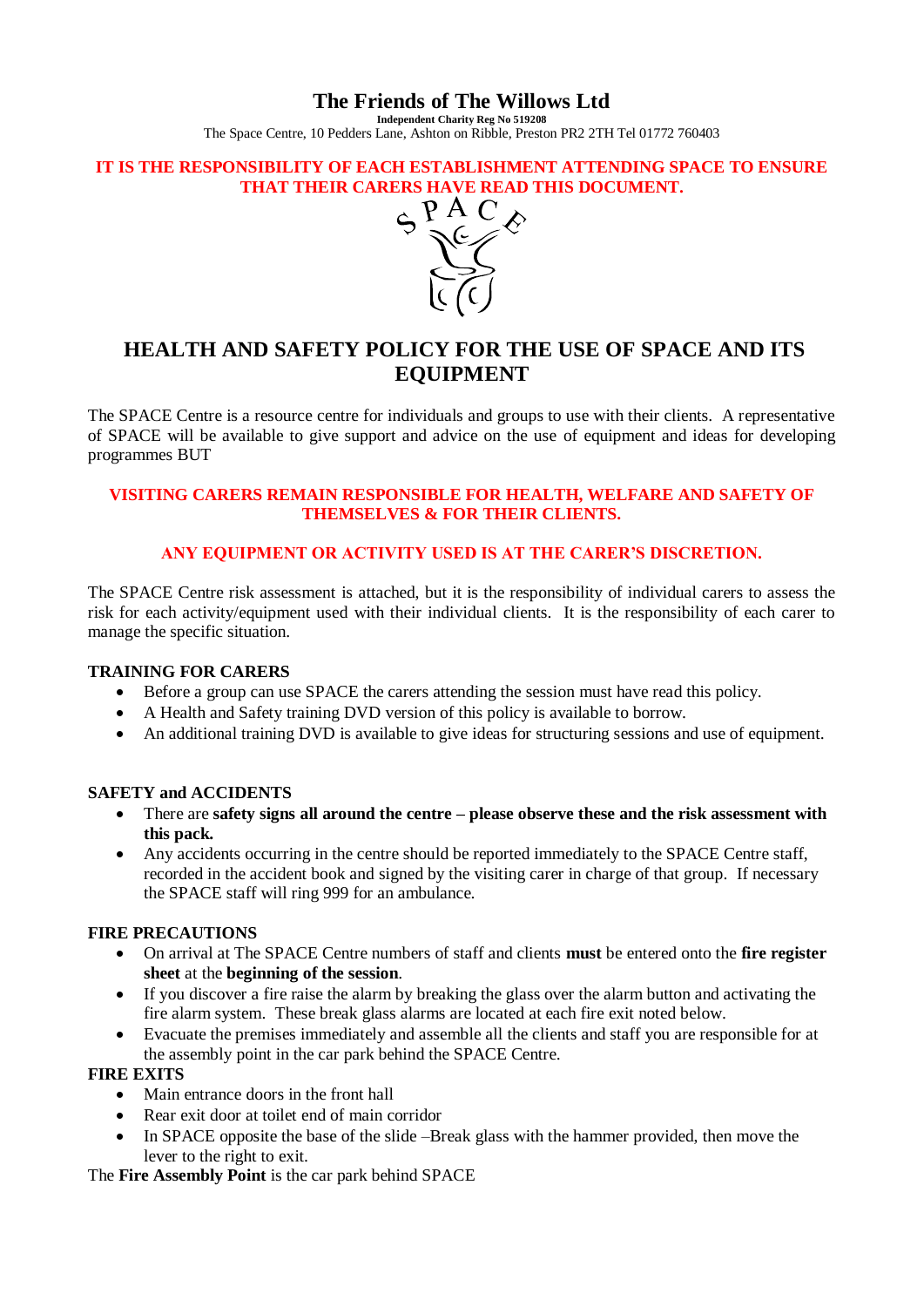# The Friends of The Willows Ltd

**Independent Charity Reg No 519208**

The Space Centre, 10 Pedders Lane, Ashton on Ribble, Preston PR2 2TH Tel 01772 760403

**IT IS THE RESPONSIBILITY OF EACH ESTABLISHMENT ATTENDING SPACE TO ENSURE THAT THEIR CARERS HAVE READ THIS DOCUMENT.**

## HEALTH AND SAFETY POLICY FOR THE USE OF SPACE AND ITS EQUIPMENT

The SPACE Centre is a resource centre for individuals and groups to use with their clients. A representative of SPACE will be available to give support and advice on the use of equipment and ideas for developing programmes BUT

**VISITING CARERS REMAIN RESPONSIBLE FOR HEALTH, WELFARE AND SAFETY OF THEMSELVES & FOR THEIR CLIENTS.**

**ANY EQUIPMENT OR ACTIVITY USED IS AT THE CARER'S DISCRETION.**

The SPACE Centre risk assessment is attached, but it is the responsibility of individual carers to assess the risk for each activity/equipment used with their individual clients. It is the responsibility of each carer to manage the specific situation.

### TRAINING FOR CARERS

- Before a group can use SPACE the carers attending the session must have read this policy.
- A Health and Safety training DVD version of this policy is available to borrow.
- An additional training DVD is available to give ideas for structuring sessions and use of equipment.

### SAFETY and ACCIDENTS

- There are **safety signs all around the centre – please observe these and the risk assessment with this pack.**
- Any accidents occurring in the centre should be reported immediately to the SPACE Centre staff, recorded in the accident book and signed by the visiting carer in charge of that group. If necessary the SPACE staff will ring 999 for an ambulance.

### FIRE PRECAUTIONS

- On arrival at The SPACE Centre numbers of staff and clients **must** be entered onto the **fire register sheet** at the **beginning of the session**.
- If you discover a fire raise the alarm by breaking the glass over the alarm button and activating the fire alarm system. These break glass alarms are located at each fire exit noted below.
- Evacuate the premises immediately and assemble all the clients and staff you are responsible for at the assembly point in the car park behind the SPACE Centre.

### FIRE EXITS

- Main entrance doors in the front hall
- Rear exit door at toilet end of main corridor
- In SPACE opposite the base of the slide –Break glass with the hammer provided, then move the lever to the right to exit.

The **Fire Assembly Point** is the car park behind SPACE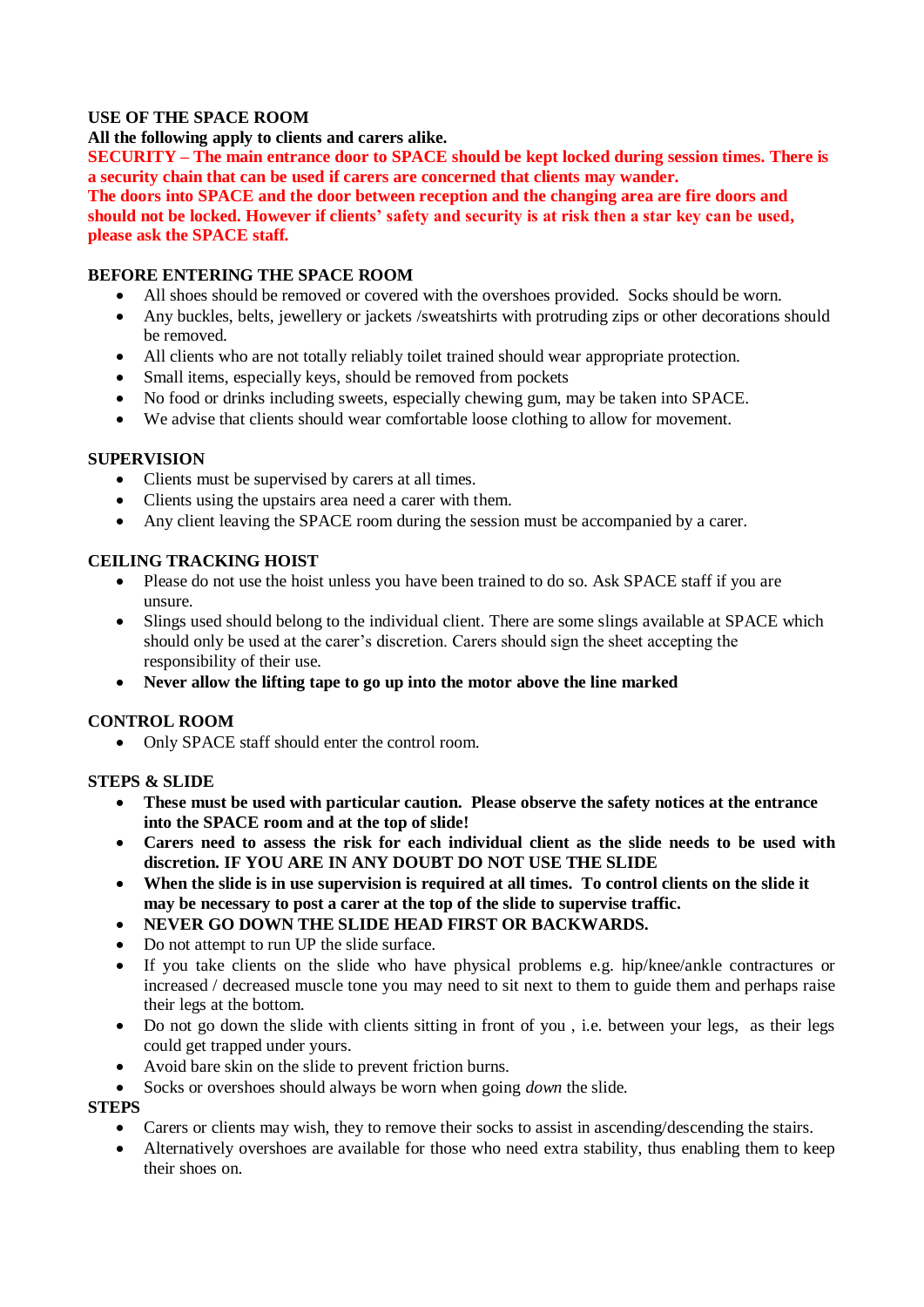## USE OF THE SPACE ROOM

**All the following apply to clients and carers alike.**

**SECURITY – The main entrance door to SPACE should be kept locked during session times. There is a security chain that can be used if carers are concerned that clients may wander.**

**The doors into SPACE and the door between reception and the changing area are fire doors and should not be locked. However if clients' safety and security is at risk then a star key can be used, please ask the SPACE staff.**

### BEFORE ENTERING THE SPACE ROOM

- All shoes should be removed or covered with the overshoes provided. Socks should be worn.
- Any buckles, belts, jewellery or jackets /sweatshirts with protruding zips or other decorations should be removed.
- All clients who are not totally reliably toilet trained should wear appropriate protection.
- Small items, especially keys, should be removed from pockets
- No food or drinks including sweets, especially chewing gum, may be taken into SPACE.
- We advise that clients should wear comfortable loose clothing to allow for movement.

### SUPERVISION

- Clients must be supervised by carers at all times.
- Clients using the upstairs area need a carer with them.
- Any client leaving the SPACE room during the session must be accompanied by a carer.

### CEILING TRACKING HOIST

- Please do not use the hoist unless you have been trained to do so. Ask SPACE staff if you are unsure.
- Slings used should belong to the individual client. There are some slings available at SPACE which should only be used at the carer's discretion. Carers should sign the sheet accepting the responsibility of their use.
- **Never allow the lifting tape to go up into the motor above the line marked**

### CONTROL ROOM

- Only SPACE staff should enter the control room.

### STEPS & SLIDE

- **These must be used with particular caution. Please observe the safety notices at the entrance into the SPACE room and at the top of slide!**
- **Carers need to assess the risk for each individual client as the slide needs to be used with discretion. IF YOU ARE IN ANY DOUBT DO NOT USE THE SLIDE**
- **When the slide is in use supervision is required at all times. To control clients on the slide it may be necessary to post a carer at the top of the slide to supervise traffic.**
- **NEVER GO DOWN THE SLIDE HEAD FIRST OR BACKWARDS.**
- Do not attempt to run UP the slide surface.
- If you take clients on the slide who have physical problems e.g. hip/knee/ankle contractures or increased / decreased muscle tone you may need to sit next to them to guide them and perhaps raise their legs at the bottom.
- Do not go down the slide with clients sitting in front of you , i.e. between your legs, as their legs could get trapped under yours.
- Avoid bare skin on the slide to prevent friction burns.
- Socks or overshoes should always be worn when going *down* the slide.

### STEPS

- Carers or clients may wish, they to remove their socks to assist in ascending/descending the stairs.
- Alternatively overshoes are available for those who need extra stability, thus enabling them to keep their shoes on.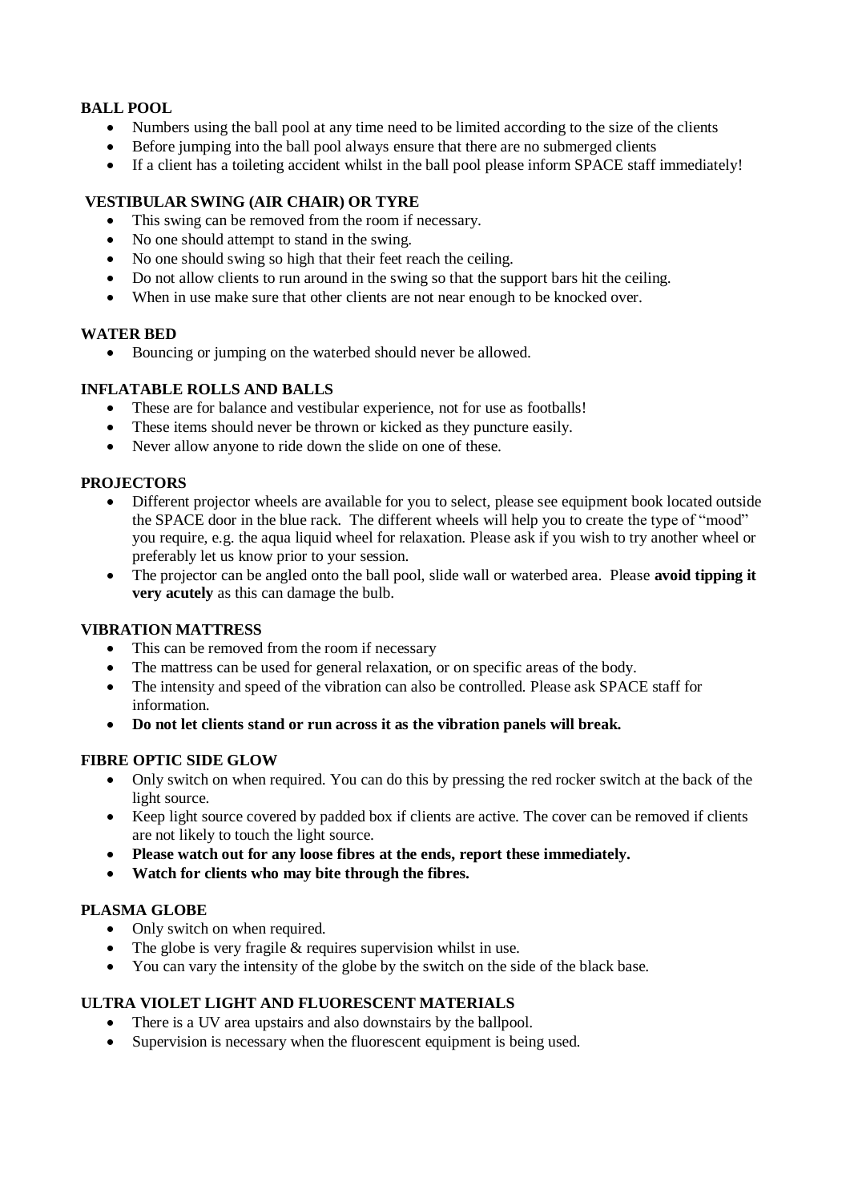**BALL POOL**

- Numbers using the ball pool at any time need to be limited according to the size of the clients
- Before jumping into the ball pool always ensure that there are no submerged clients
- If a client has a toileting accident whilst in the ball pool please inform SPACE staff immediately!

**VESTIBULAR SWING (AIR CHAIR) OR TYRE**

- This swing can be removed from the room if necessary.
- No one should attempt to stand in the swing.
- No one should swing so high that their feet reach the ceiling.
- Do not allow clients to run around in the swing so that the support bars hit the ceiling.
- When in use make sure that other clients are not near enough to be knocked over.

**WATER BED**

- Bouncing or jumping on the waterbed should never be allowed.

**INFLATABLE ROLLS AND BALLS**

- These are for balance and vestibular experience, not for use as footballs!
- These items should never be thrown or kicked as they puncture easily.
- Never allow anyone to ride down the slide on one of these.

**PROJECTORS**

- Different projector wheels are available for you to select, please see equipment book located outside the SPACE door in the blue rack. The different wheels will help you to create the type of "mood" you require, e.g. the aqua liquid wheel for relaxation. Please ask if you wish to try another wheel or preferably let us know prior to your session.
- The projector can be angled onto the ball pool, slide wall or waterbed area. Please **avoid tipping it very acutely** as this can damage the bulb.

**VIBRATION MATTRESS**

- This can be removed from the room if necessary
- The mattress can be used for general relaxation, or on specific areas of the body.
- The intensity and speed of the vibration can also be controlled. Please ask SPACE staff for information.
- **Do not let clients stand or run across it as the vibration panels will break.**

**FIBRE OPTIC SIDE GLOW**

- Only switch on when required. You can do this by pressing the red rocker switch at the back of the light source.
- Keep light source covered by padded box if clients are active. The cover can be removed if clients are not likely to touch the light source.
- **Please watch out for any loose fibres at the ends, report these immediately.**
- **Watch for clients who may bite through the fibres.**

**PLASMA GLOBE**

- Only switch on when required.
- The globe is very fragile & requires supervision whilst in use.
- You can vary the intensity of the globe by the switch on the side of the black base.

**ULTRA VIOLET LIGHT AND FLUORESCENT MATERIALS**

- There is a UV area upstairs and also downstairs by the ballpool.
- Supervision is necessary when the fluorescent equipment is being used.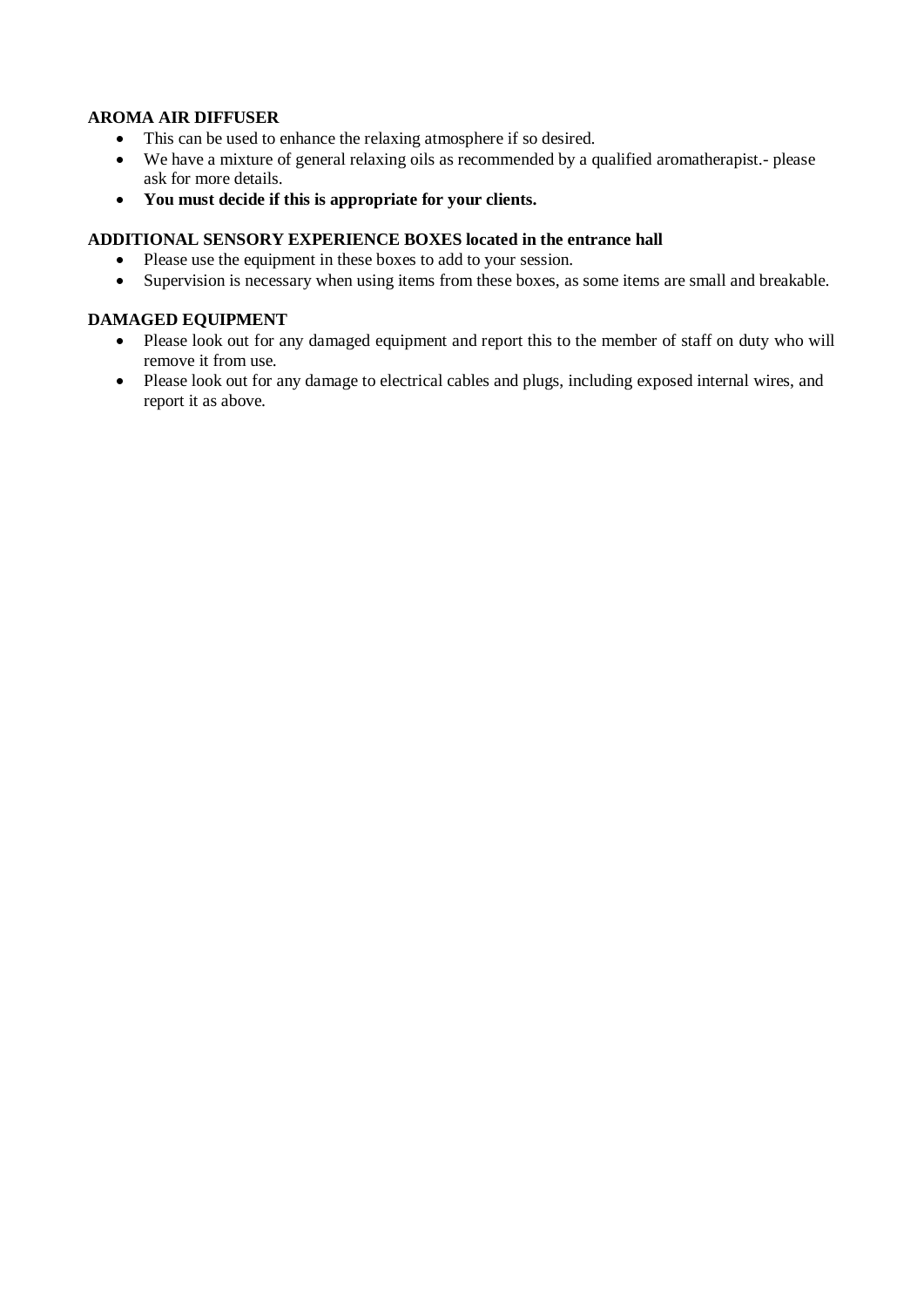**AROMA AIR DIFFUSER**

- This can be used to enhance the relaxing atmosphere if so desired.
- We have a mixture of general relaxing oils as recommended by a qualified aromatherapist.- please ask for more details.
- **You must decide if this is appropriate for your clients.**

**ADDITIONAL SENSORY EXPERIENCE BOXES located in the entrance hall**

- Please use the equipment in these boxes to add to your session.
- Supervision is necessary when using items from these boxes, as some items are small and breakable.

**DAMAGED EQUIPMENT**

- Please look out for any damaged equipment and report this to the member of staff on duty who will remove it from use.
- Please look out for any damage to electrical cables and plugs, including exposed internal wires, and report it as above.